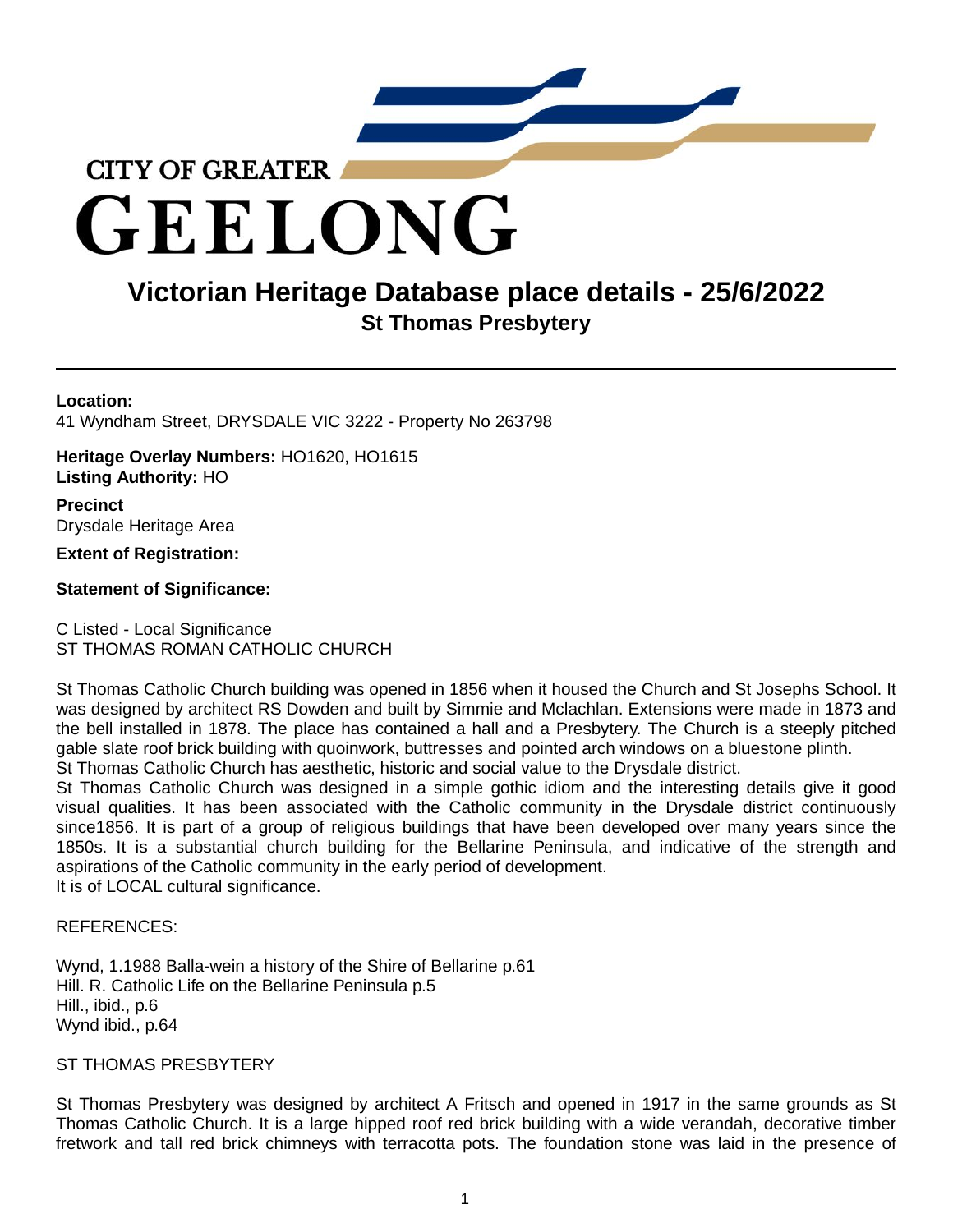CITY OF GREATER GEELONG

# Victorian Heritage Database place details - 25/6/2022

## St Thomas Presbytery

---

**Location:**
41 Wyndham Street, DRYSDALE VIC 3222 - Property No 263798

**Heritage Overlay Numbers:** HO1620, HO1615
**Listing Authority:** HO

**Precinct**
Drysdale Heritage Area

**Extent of Registration:**

**Statement of Significance:**

C Listed - Local Significance
ST THOMAS ROMAN CATHOLIC CHURCH

St Thomas Catholic Church building was opened in 1856 when it housed the Church and St Josephs School. It was designed by architect RS Dowden and built by Simmie and Mclachlan. Extensions were made in 1873 and the bell installed in 1878. The place has contained a hall and a Presbytery. The Church is a steeply pitched gable slate roof brick building with quoinwork, buttresses and pointed arch windows on a bluestone plinth.
St Thomas Catholic Church has aesthetic, historic and social value to the Drysdale district.
St Thomas Catholic Church was designed in a simple gothic idiom and the interesting details give it good visual qualities. It has been associated with the Catholic community in the Drysdale district continuously since1856. It is part of a group of religious buildings that have been developed over many years since the 1850s. It is a substantial church building for the Bellarine Peninsula, and indicative of the strength and aspirations of the Catholic community in the early period of development.
It is of LOCAL cultural significance.

REFERENCES:

Wynd, 1.1988 Balla-wein a history of the Shire of Bellarine p.61
Hill. R. Catholic Life on the Bellarine Peninsula p.5
Hill., ibid., p.6
Wynd ibid., p.64

ST THOMAS PRESBYTERY

St Thomas Presbytery was designed by architect A Fritsch and opened in 1917 in the same grounds as St Thomas Catholic Church. It is a large hipped roof red brick building with a wide verandah, decorative timber fretwork and tall red brick chimneys with terracotta pots. The foundation stone was laid in the presence of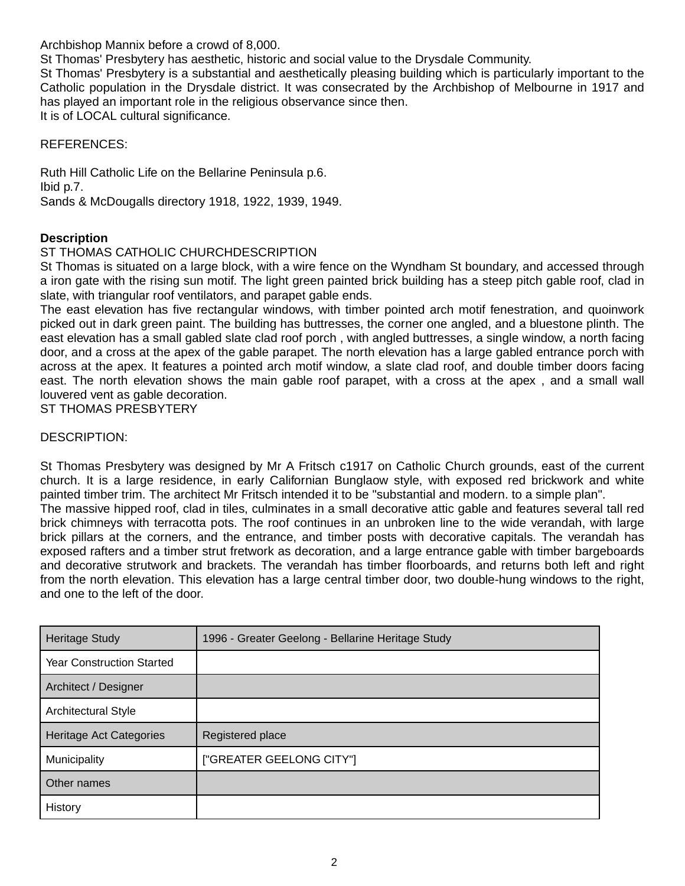Archbishop Mannix before a crowd of 8,000.
St Thomas' Presbytery has aesthetic, historic and social value to the Drysdale Community.
St Thomas' Presbytery is a substantial and aesthetically pleasing building which is particularly important to the Catholic population in the Drysdale district. It was consecrated by the Archbishop of Melbourne in 1917 and has played an important role in the religious observance since then.
It is of LOCAL cultural significance.

REFERENCES:

Ruth Hill Catholic Life on the Bellarine Peninsula p.6.
Ibid p.7.
Sands & McDougalls directory 1918, 1922, 1939, 1949.

**Description**
ST THOMAS CATHOLIC CHURCHDESCRIPTION
St Thomas is situated on a large block, with a wire fence on the Wyndham St boundary, and accessed through a iron gate with the rising sun motif. The light green painted brick building has a steep pitch gable roof, clad in slate, with triangular roof ventilators, and parapet gable ends.
The east elevation has five rectangular windows, with timber pointed arch motif fenestration, and quoinwork picked out in dark green paint. The building has buttresses, the corner one angled, and a bluestone plinth. The east elevation has a small gabled slate clad roof porch , with angled buttresses, a single window, a north facing door, and a cross at the apex of the gable parapet. The north elevation has a large gabled entrance porch with across at the apex. It features a pointed arch motif window, a slate clad roof, and double timber doors facing east. The north elevation shows the main gable roof parapet, with a cross at the apex , and a small wall louvered vent as gable decoration.
ST THOMAS PRESBYTERY

DESCRIPTION:

St Thomas Presbytery was designed by Mr A Fritsch c1917 on Catholic Church grounds, east of the current church. It is a large residence, in early Californian Bunglaow style, with exposed red brickwork and white painted timber trim. The architect Mr Fritsch intended it to be "substantial and modern. to a simple plan".
The massive hipped roof, clad in tiles, culminates in a small decorative attic gable and features several tall red brick chimneys with terracotta pots. The roof continues in an unbroken line to the wide verandah, with large brick pillars at the corners, and the entrance, and timber posts with decorative capitals. The verandah has exposed rafters and a timber strut fretwork as decoration, and a large entrance gable with timber bargeboards and decorative strutwork and brackets. The verandah has timber floorboards, and returns both left and right from the north elevation. This elevation has a large central timber door, two double-hung windows to the right, and one to the left of the door.

| | |
|---|---|
| Heritage Study | 1996 - Greater Geelong - Bellarine Heritage Study |
| Year Construction Started | |
| Architect / Designer | |
| Architectural Style | |
| Heritage Act Categories | Registered place |
| Municipality | ["GREATER GEELONG CITY"] |
| Other names | |
| History | |